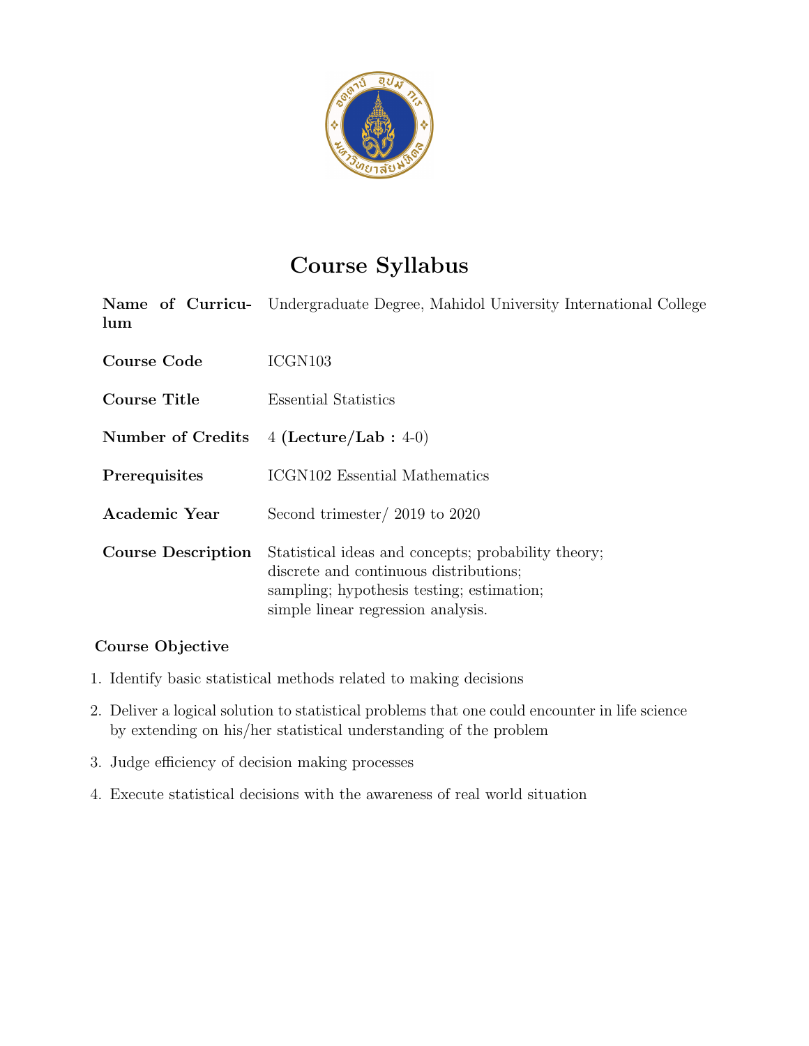# Course Syllabus

| | |
|---|---|
| **Name of Curriculum** | Undergraduate Degree, Mahidol University International College |
| **Course Code** | ICGN103 |
| **Course Title** | Essential Statistics |
| **Number of Credits** | 4 (**Lecture/Lab :** 4-0) |
| **Prerequisites** | ICGN102 Essential Mathematics |
| **Academic Year** | Second trimester/ 2019 to 2020 |
| **Course Description** | Statistical ideas and concepts; probability theory; discrete and continuous distributions; sampling; hypothesis testing; estimation; simple linear regression analysis. |

## Course Objective

1. Identify basic statistical methods related to making decisions
2. Deliver a logical solution to statistical problems that one could encounter in life science by extending on his/her statistical understanding of the problem
3. Judge efficiency of decision making processes
4. Execute statistical decisions with the awareness of real world situation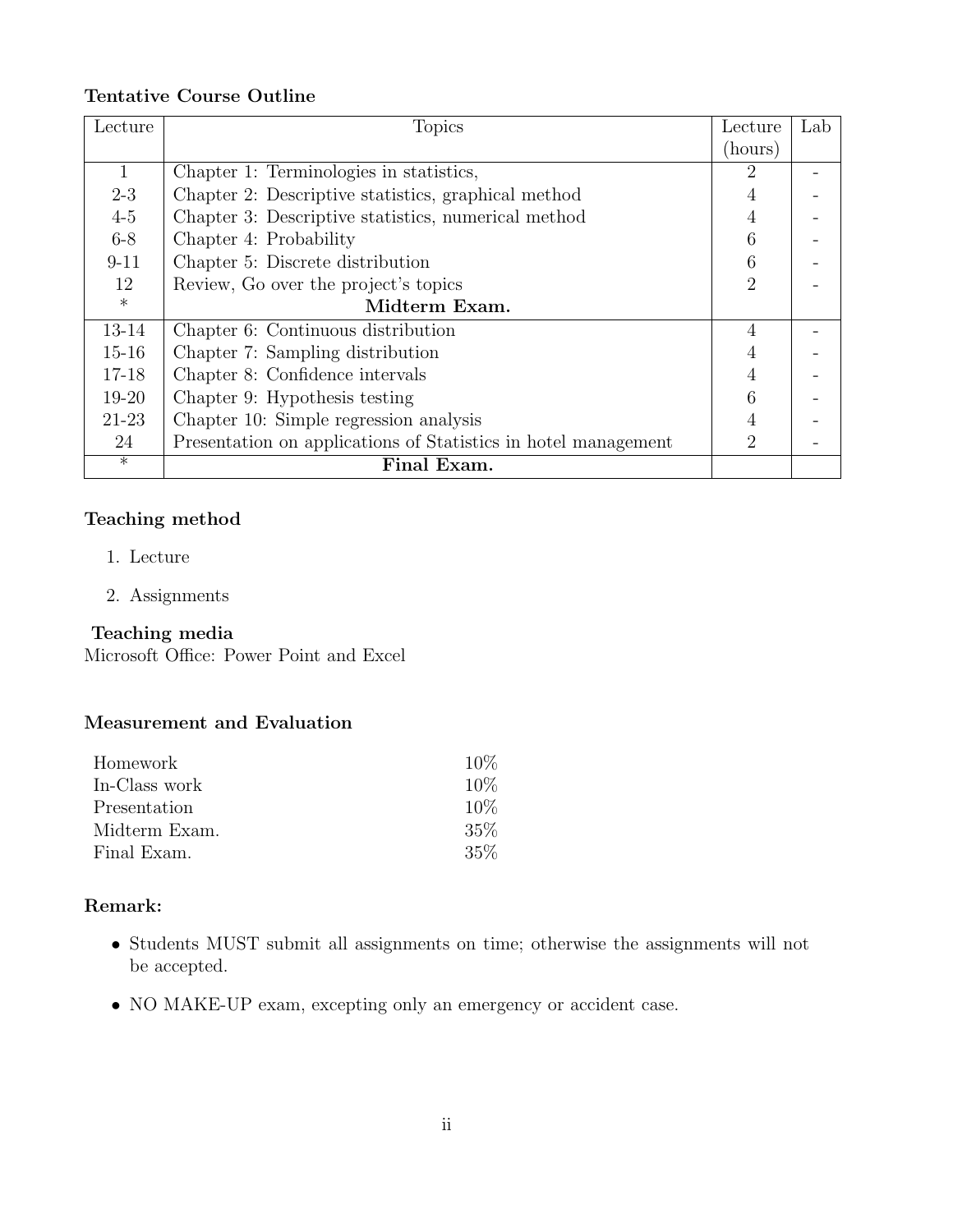**Tentative Course Outline**

| Lecture | Topics | Lecture (hours) | Lab |
|---|---|---|---|
| 1 | Chapter 1: Terminologies in statistics, | 2 | - |
| 2-3 | Chapter 2: Descriptive statistics, graphical method | 4 | - |
| 4-5 | Chapter 3: Descriptive statistics, numerical method | 4 | - |
| 6-8 | Chapter 4: Probability | 6 | - |
| 9-11 | Chapter 5: Discrete distribution | 6 | - |
| 12 | Review, Go over the project's topics | 2 | - |
| * | **Midterm Exam.** | | |
| 13-14 | Chapter 6: Continuous distribution | 4 | - |
| 15-16 | Chapter 7: Sampling distribution | 4 | - |
| 17-18 | Chapter 8: Confidence intervals | 4 | - |
| 19-20 | Chapter 9: Hypothesis testing | 6 | - |
| 21-23 | Chapter 10: Simple regression analysis | 4 | - |
| 24 | Presentation on applications of Statistics in hotel management | 2 | - |
| * | **Final Exam.** | | |

**Teaching method**

1. Lecture
2. Assignments

**Teaching media**

Microsoft Office: Power Point and Excel

**Measurement and Evaluation**

| | |
|---|---|
| Homework | 10% |
| In-Class work | 10% |
| Presentation | 10% |
| Midterm Exam. | 35% |
| Final Exam. | 35% |

**Remark:**

- Students MUST submit all assignments on time; otherwise the assignments will not be accepted.
- NO MAKE-UP exam, excepting only an emergency or accident case.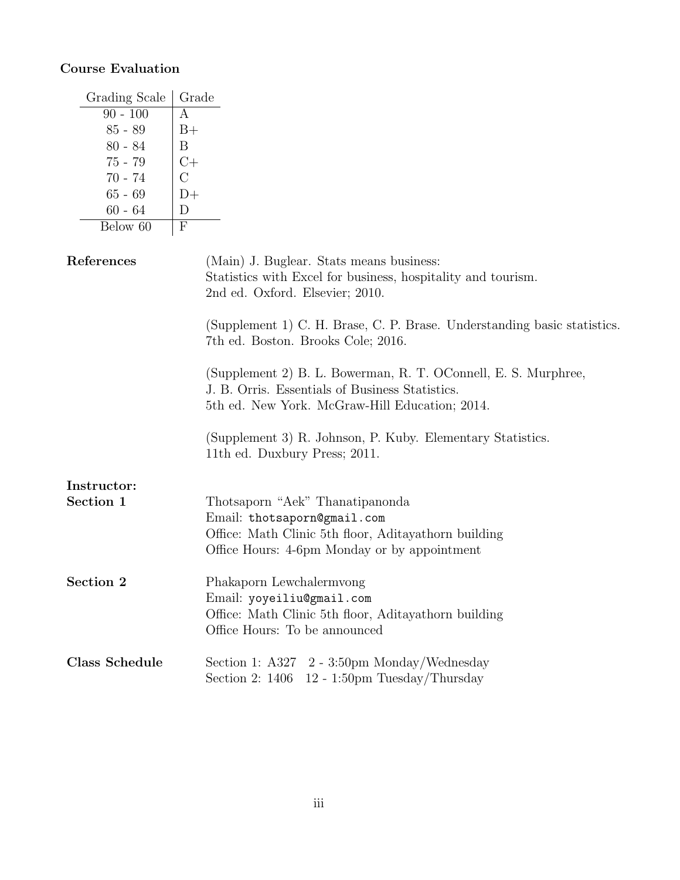**Course Evaluation**

| Grading Scale | Grade |
|---|---|
| 90 - 100 | A |
| 85 - 89 | B+ |
| 80 - 84 | B |
| 75 - 79 | C+ |
| 70 - 74 | C |
| 65 - 69 | D+ |
| 60 - 64 | D |
| Below 60 | F |

**References**

(Main) J. Buglear. Stats means business: Statistics with Excel for business, hospitality and tourism. 2nd ed. Oxford. Elsevier; 2010.

(Supplement 1) C. H. Brase, C. P. Brase. Understanding basic statistics. 7th ed. Boston. Brooks Cole; 2016.

(Supplement 2) B. L. Bowerman, R. T. OConnell, E. S. Murphree, J. B. Orris. Essentials of Business Statistics. 5th ed. New York. McGraw-Hill Education; 2014.

(Supplement 3) R. Johnson, P. Kuby. Elementary Statistics. 11th ed. Duxbury Press; 2011.

**Instructor:**

**Section 1**

Thotsaporn "Aek" Thanatipanonda
Email: `thotsaporn@gmail.com`
Office: Math Clinic 5th floor, Aditayathorn building
Office Hours: 4-6pm Monday or by appointment

**Section 2**

Phakaporn Lewchalermvong
Email: `yoyeiliu@gmail.com`
Office: Math Clinic 5th floor, Aditayathorn building
Office Hours: To be announced

**Class Schedule**

Section 1: A327 2 - 3:50pm Monday/Wednesday
Section 2: 1406 12 - 1:50pm Tuesday/Thursday